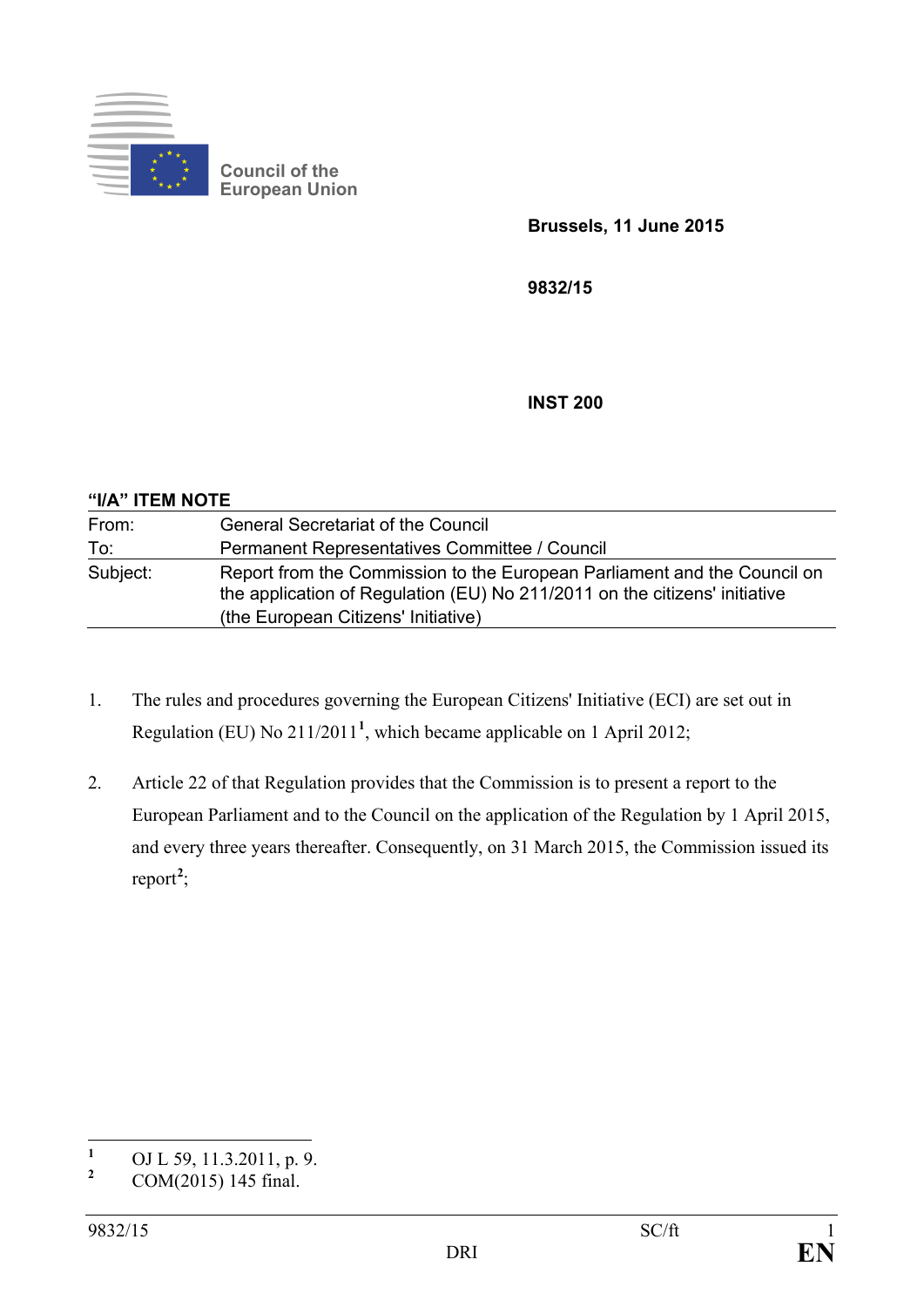Council of the European Union

**Brussels, 11 June 2015**

**9832/15**

**INST 200**

**"I/A" ITEM NOTE**

| | |
|---|---|
| From: | General Secretariat of the Council |
| To: | Permanent Representatives Committee / Council |
| Subject: | Report from the Commission to the European Parliament and the Council on the application of Regulation (EU) No 211/2011 on the citizens' initiative (the European Citizens' Initiative) |

1. The rules and procedures governing the European Citizens' Initiative (ECI) are set out in Regulation (EU) No 211/2011[1], which became applicable on 1 April 2012;

2. Article 22 of that Regulation provides that the Commission is to present a report to the European Parliament and to the Council on the application of the Regulation by 1 April 2015, and every three years thereafter. Consequently, on 31 March 2015, the Commission issued its report[2];

---

[1] OJ L 59, 11.3.2011, p. 9.

[2] COM(2015) 145 final.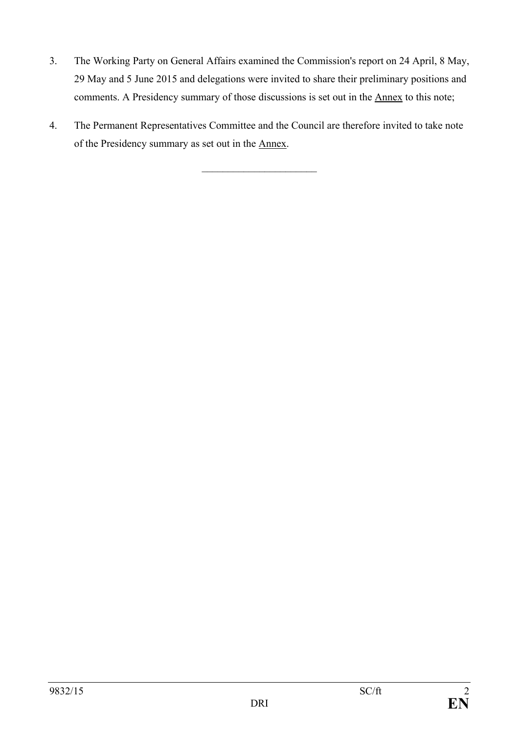3. The Working Party on General Affairs examined the Commission's report on 24 April, 8 May, 29 May and 5 June 2015 and delegations were invited to share their preliminary positions and comments. A Presidency summary of those discussions is set out in the Annex to this note;

4. The Permanent Representatives Committee and the Council are therefore invited to take note of the Presidency summary as set out in the Annex.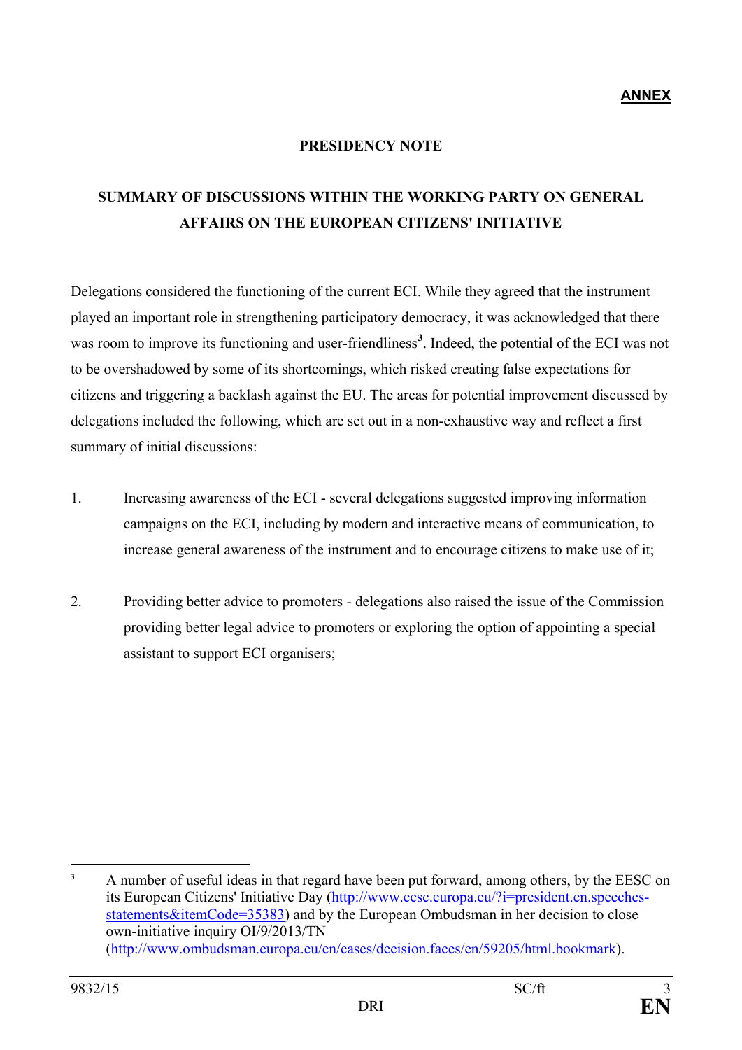**ANNEX**

**PRESIDENCY NOTE**

**SUMMARY OF DISCUSSIONS WITHIN THE WORKING PARTY ON GENERAL AFFAIRS ON THE EUROPEAN CITIZENS' INITIATIVE**

Delegations considered the functioning of the current ECI. While they agreed that the instrument played an important role in strengthening participatory democracy, it was acknowledged that there was room to improve its functioning and user-friendliness[3]. Indeed, the potential of the ECI was not to be overshadowed by some of its shortcomings, which risked creating false expectations for citizens and triggering a backlash against the EU. The areas for potential improvement discussed by delegations included the following, which are set out in a non-exhaustive way and reflect a first summary of initial discussions:

1. Increasing awareness of the ECI - several delegations suggested improving information campaigns on the ECI, including by modern and interactive means of communication, to increase general awareness of the instrument and to encourage citizens to make use of it;

2. Providing better advice to promoters - delegations also raised the issue of the Commission providing better legal advice to promoters or exploring the option of appointing a special assistant to support ECI organisers;

---

[3] A number of useful ideas in that regard have been put forward, among others, by the EESC on its European Citizens' Initiative Day (http://www.eesc.europa.eu/?i=president.en.speeches-statements&itemCode=35383) and by the European Ombudsman in her decision to close own-initiative inquiry OI/9/2013/TN (http://www.ombudsman.europa.eu/en/cases/decision.faces/en/59205/html.bookmark).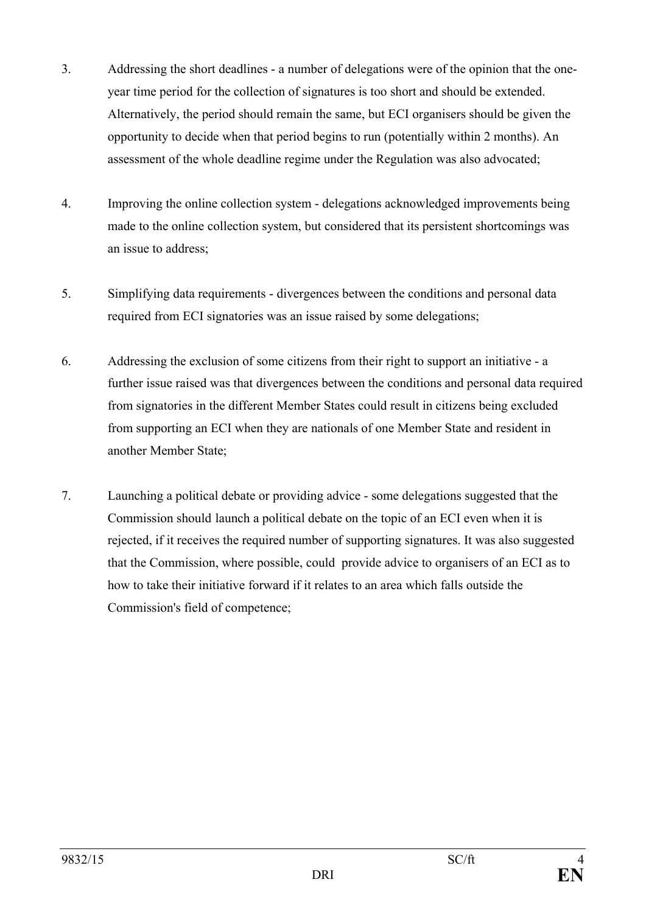3. Addressing the short deadlines - a number of delegations were of the opinion that the one-year time period for the collection of signatures is too short and should be extended. Alternatively, the period should remain the same, but ECI organisers should be given the opportunity to decide when that period begins to run (potentially within 2 months). An assessment of the whole deadline regime under the Regulation was also advocated;

4. Improving the online collection system - delegations acknowledged improvements being made to the online collection system, but considered that its persistent shortcomings was an issue to address;

5. Simplifying data requirements - divergences between the conditions and personal data required from ECI signatories was an issue raised by some delegations;

6. Addressing the exclusion of some citizens from their right to support an initiative - a further issue raised was that divergences between the conditions and personal data required from signatories in the different Member States could result in citizens being excluded from supporting an ECI when they are nationals of one Member State and resident in another Member State;

7. Launching a political debate or providing advice - some delegations suggested that the Commission should launch a political debate on the topic of an ECI even when it is rejected, if it receives the required number of supporting signatures. It was also suggested that the Commission, where possible, could provide advice to organisers of an ECI as to how to take their initiative forward if it relates to an area which falls outside the Commission's field of competence;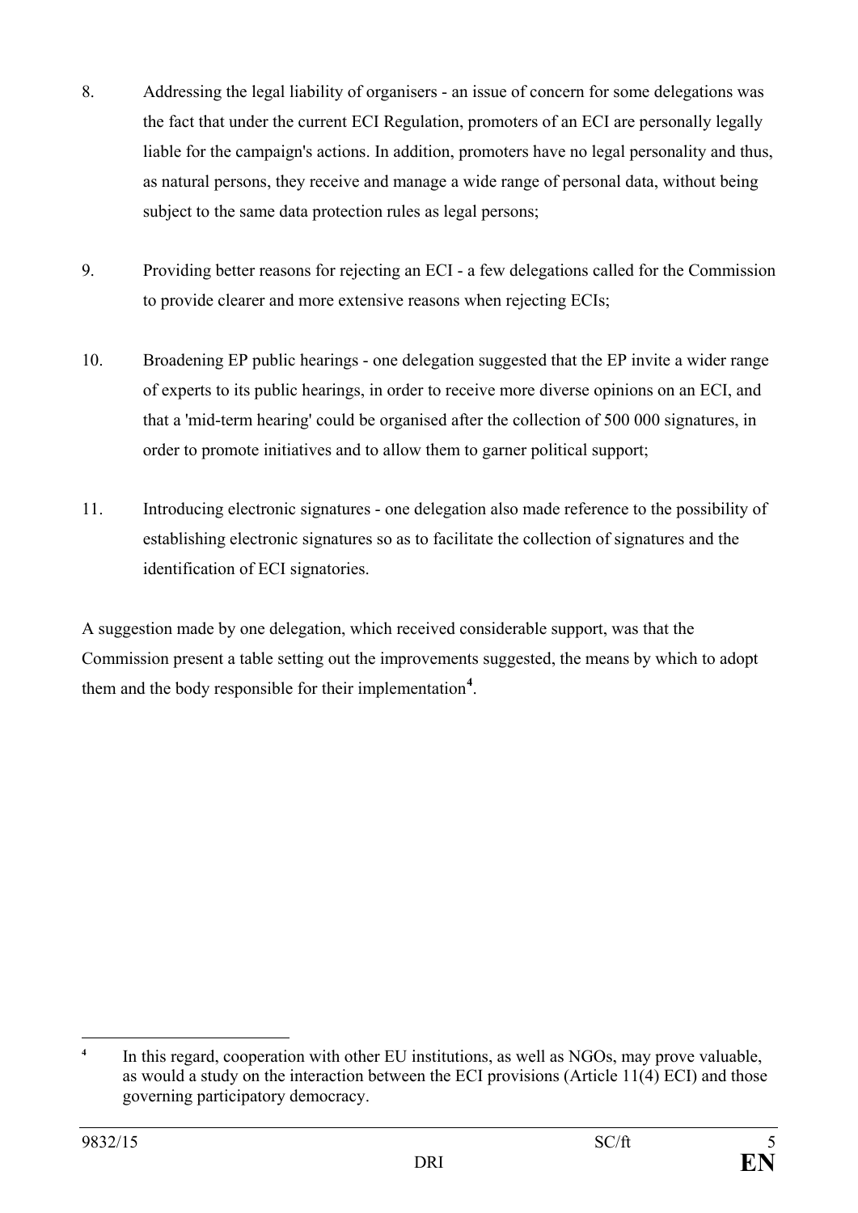8. Addressing the legal liability of organisers - an issue of concern for some delegations was the fact that under the current ECI Regulation, promoters of an ECI are personally legally liable for the campaign's actions. In addition, promoters have no legal personality and thus, as natural persons, they receive and manage a wide range of personal data, without being subject to the same data protection rules as legal persons;

9. Providing better reasons for rejecting an ECI - a few delegations called for the Commission to provide clearer and more extensive reasons when rejecting ECIs;

10. Broadening EP public hearings - one delegation suggested that the EP invite a wider range of experts to its public hearings, in order to receive more diverse opinions on an ECI, and that a 'mid-term hearing' could be organised after the collection of 500 000 signatures, in order to promote initiatives and to allow them to garner political support;

11. Introducing electronic signatures - one delegation also made reference to the possibility of establishing electronic signatures so as to facilitate the collection of signatures and the identification of ECI signatories.

A suggestion made by one delegation, which received considerable support, was that the Commission present a table setting out the improvements suggested, the means by which to adopt them and the body responsible for their implementation[4].

[4] In this regard, cooperation with other EU institutions, as well as NGOs, may prove valuable, as would a study on the interaction between the ECI provisions (Article 11(4) ECI) and those governing participatory democracy.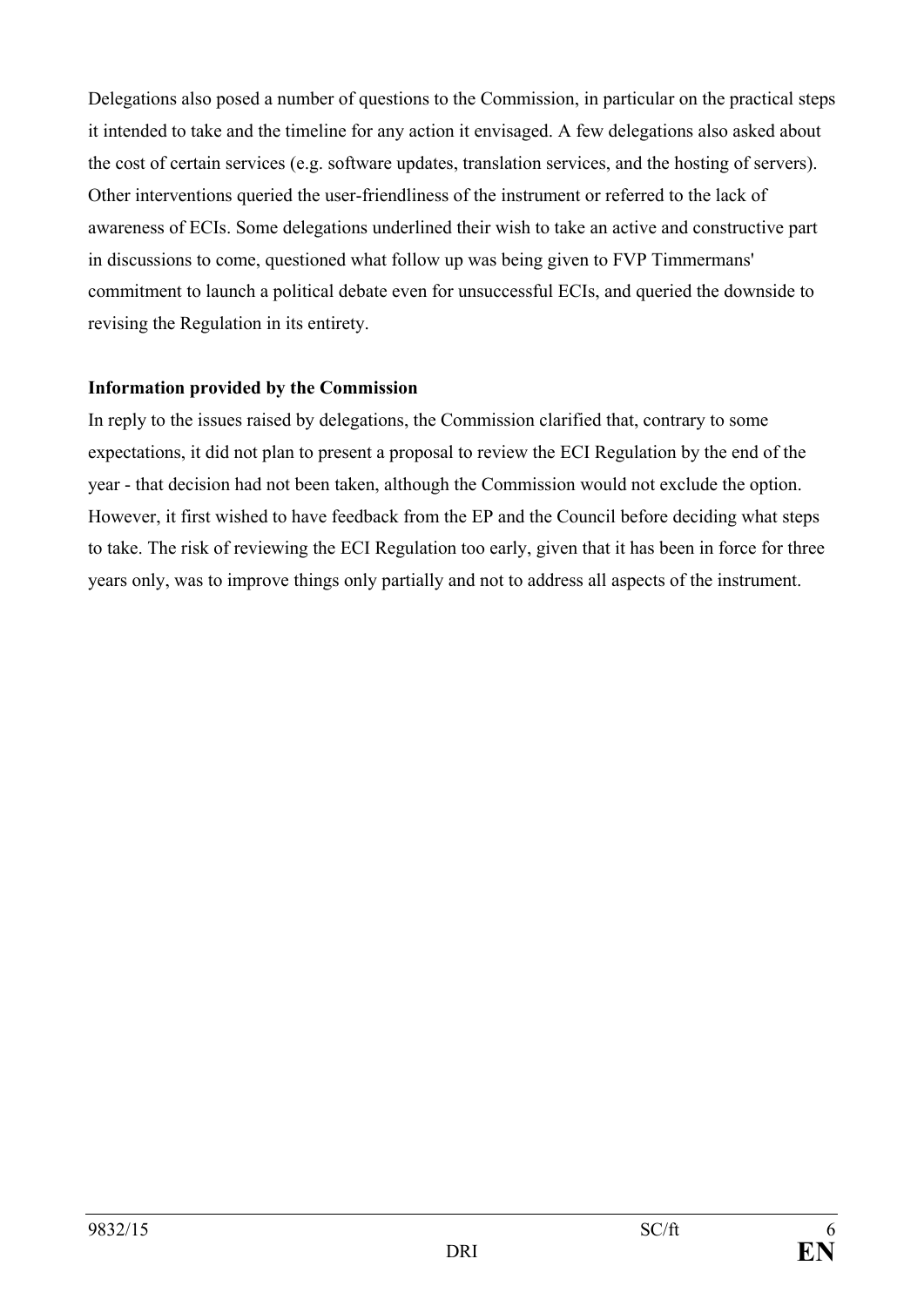Delegations also posed a number of questions to the Commission, in particular on the practical steps it intended to take and the timeline for any action it envisaged. A few delegations also asked about the cost of certain services (e.g. software updates, translation services, and the hosting of servers). Other interventions queried the user-friendliness of the instrument or referred to the lack of awareness of ECIs. Some delegations underlined their wish to take an active and constructive part in discussions to come, questioned what follow up was being given to FVP Timmermans' commitment to launch a political debate even for unsuccessful ECIs, and queried the downside to revising the Regulation in its entirety.

**Information provided by the Commission**

In reply to the issues raised by delegations, the Commission clarified that, contrary to some expectations, it did not plan to present a proposal to review the ECI Regulation by the end of the year - that decision had not been taken, although the Commission would not exclude the option. However, it first wished to have feedback from the EP and the Council before deciding what steps to take. The risk of reviewing the ECI Regulation too early, given that it has been in force for three years only, was to improve things only partially and not to address all aspects of the instrument.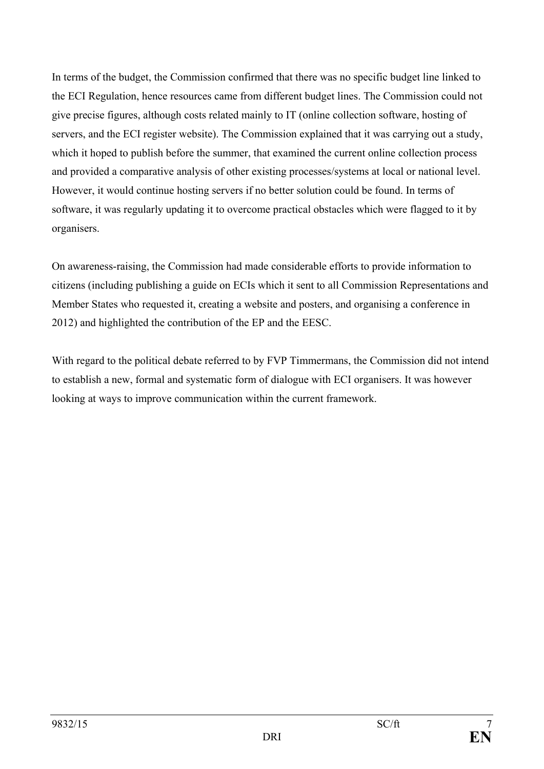In terms of the budget, the Commission confirmed that there was no specific budget line linked to the ECI Regulation, hence resources came from different budget lines. The Commission could not give precise figures, although costs related mainly to IT (online collection software, hosting of servers, and the ECI register website). The Commission explained that it was carrying out a study, which it hoped to publish before the summer, that examined the current online collection process and provided a comparative analysis of other existing processes/systems at local or national level. However, it would continue hosting servers if no better solution could be found. In terms of software, it was regularly updating it to overcome practical obstacles which were flagged to it by organisers.

On awareness-raising, the Commission had made considerable efforts to provide information to citizens (including publishing a guide on ECIs which it sent to all Commission Representations and Member States who requested it, creating a website and posters, and organising a conference in 2012) and highlighted the contribution of the EP and the EESC.

With regard to the political debate referred to by FVP Timmermans, the Commission did not intend to establish a new, formal and systematic form of dialogue with ECI organisers. It was however looking at ways to improve communication within the current framework.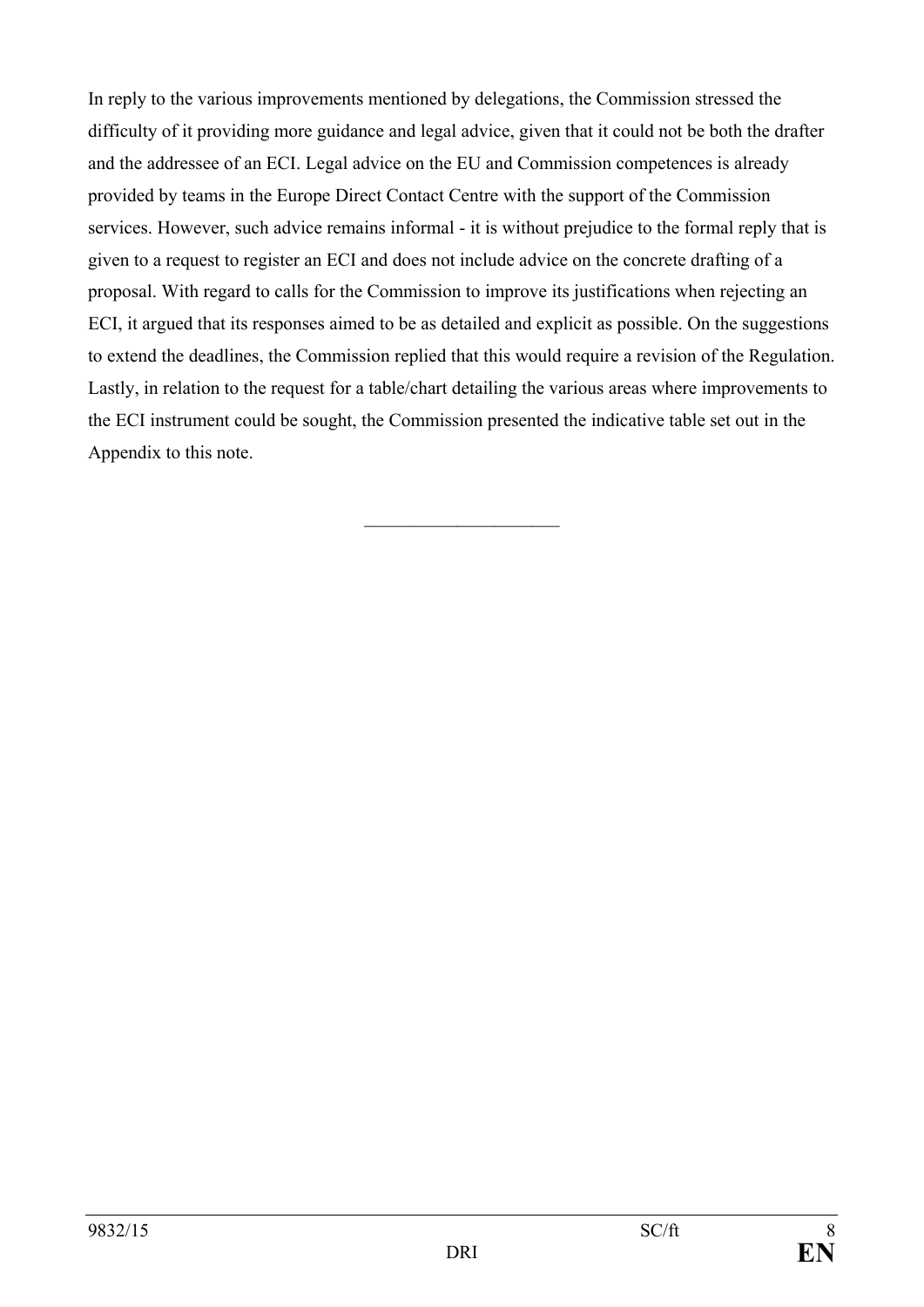In reply to the various improvements mentioned by delegations, the Commission stressed the difficulty of it providing more guidance and legal advice, given that it could not be both the drafter and the addressee of an ECI. Legal advice on the EU and Commission competences is already provided by teams in the Europe Direct Contact Centre with the support of the Commission services. However, such advice remains informal - it is without prejudice to the formal reply that is given to a request to register an ECI and does not include advice on the concrete drafting of a proposal. With regard to calls for the Commission to improve its justifications when rejecting an ECI, it argued that its responses aimed to be as detailed and explicit as possible. On the suggestions to extend the deadlines, the Commission replied that this would require a revision of the Regulation. Lastly, in relation to the request for a table/chart detailing the various areas where improvements to the ECI instrument could be sought, the Commission presented the indicative table set out in the Appendix to this note.

---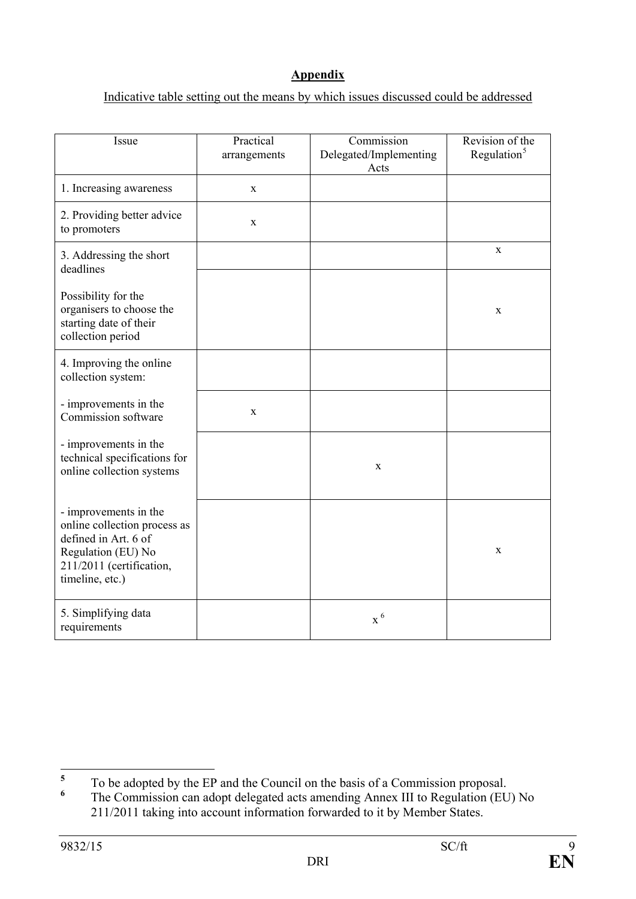**Appendix**

Indicative table setting out the means by which issues discussed could be addressed

| Issue | Practical arrangements | Commission Delegated/Implementing Acts | Revision of the Regulation[5] |
|---|---|---|---|
| 1. Increasing awareness | x | | |
| 2. Providing better advice to promoters | x | | |
| 3. Addressing the short deadlines | | | x |
| Possibility for the organisers to choose the starting date of their collection period | | | x |
| 4. Improving the online collection system: | | | |
| - improvements in the Commission software | x | | |
| - improvements in the technical specifications for online collection systems | | x | |
| - improvements in the online collection process as defined in Art. 6 of Regulation (EU) No 211/2011 (certification, timeline, etc.) | | | x |
| 5. Simplifying data requirements | | x [6] | |

---

[5] To be adopted by the EP and the Council on the basis of a Commission proposal.

[6] The Commission can adopt delegated acts amending Annex III to Regulation (EU) No 211/2011 taking into account information forwarded to it by Member States.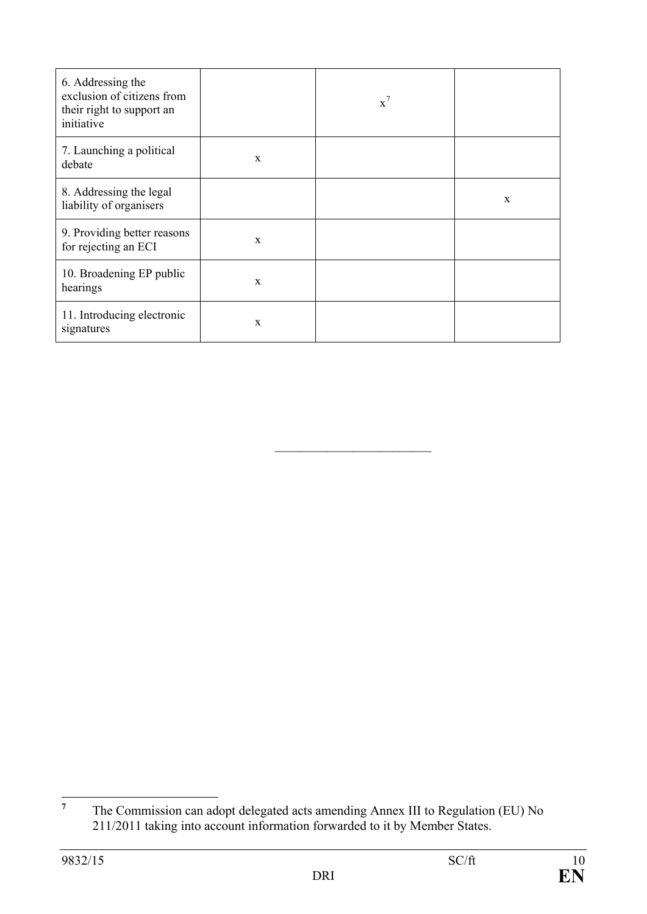| | | | |
|---|---|---|---|
| 6. Addressing the exclusion of citizens from their right to support an initiative | | x[7] | |
| 7. Launching a political debate | x | | |
| 8. Addressing the legal liability of organisers | | | x |
| 9. Providing better reasons for rejecting an ECI | x | | |
| 10. Broadening EP public hearings | x | | |
| 11. Introducing electronic signatures | x | | |

---

[7] The Commission can adopt delegated acts amending Annex III to Regulation (EU) No 211/2011 taking into account information forwarded to it by Member States.